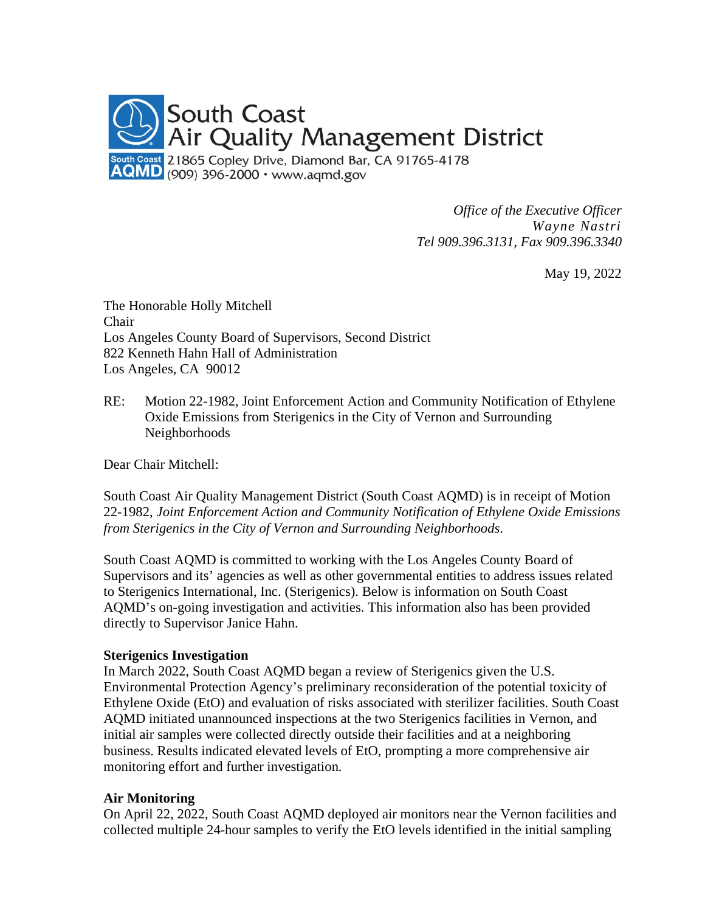South Coast
Air Quality Management District
21865 Copley Drive, Diamond Bar, CA 91765-4178
(909) 396-2000 · www.aqmd.gov

*Office of the Executive Officer*
*Wayne Nastri*
*Tel 909.396.3131, Fax 909.396.3340*

May 19, 2022

The Honorable Holly Mitchell
Chair
Los Angeles County Board of Supervisors, Second District
822 Kenneth Hahn Hall of Administration
Los Angeles, CA 90012

RE: Motion 22-1982, Joint Enforcement Action and Community Notification of Ethylene Oxide Emissions from Sterigenics in the City of Vernon and Surrounding Neighborhoods

Dear Chair Mitchell:

South Coast Air Quality Management District (South Coast AQMD) is in receipt of Motion 22-1982, *Joint Enforcement Action and Community Notification of Ethylene Oxide Emissions from Sterigenics in the City of Vernon and Surrounding Neighborhoods.*

South Coast AQMD is committed to working with the Los Angeles County Board of Supervisors and its' agencies as well as other governmental entities to address issues related to Sterigenics International, Inc. (Sterigenics). Below is information on South Coast AQMD's on-going investigation and activities. This information also has been provided directly to Supervisor Janice Hahn.

**Sterigenics Investigation**
In March 2022, South Coast AQMD began a review of Sterigenics given the U.S. Environmental Protection Agency's preliminary reconsideration of the potential toxicity of Ethylene Oxide (EtO) and evaluation of risks associated with sterilizer facilities. South Coast AQMD initiated unannounced inspections at the two Sterigenics facilities in Vernon, and initial air samples were collected directly outside their facilities and at a neighboring business. Results indicated elevated levels of EtO, prompting a more comprehensive air monitoring effort and further investigation.

**Air Monitoring**
On April 22, 2022, South Coast AQMD deployed air monitors near the Vernon facilities and collected multiple 24-hour samples to verify the EtO levels identified in the initial sampling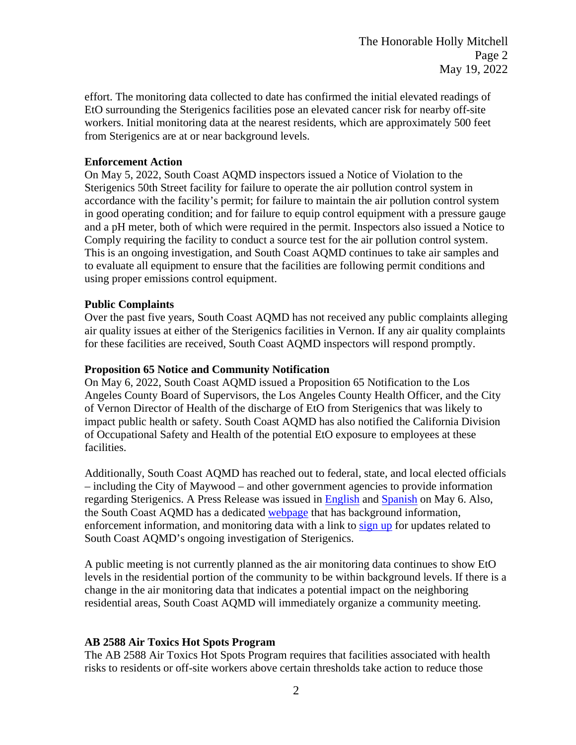effort. The monitoring data collected to date has confirmed the initial elevated readings of EtO surrounding the Sterigenics facilities pose an elevated cancer risk for nearby off-site workers. Initial monitoring data at the nearest residents, which are approximately 500 feet from Sterigenics are at or near background levels.

**Enforcement Action**

On May 5, 2022, South Coast AQMD inspectors issued a Notice of Violation to the Sterigenics 50th Street facility for failure to operate the air pollution control system in accordance with the facility's permit; for failure to maintain the air pollution control system in good operating condition; and for failure to equip control equipment with a pressure gauge and a pH meter, both of which were required in the permit. Inspectors also issued a Notice to Comply requiring the facility to conduct a source test for the air pollution control system. This is an ongoing investigation, and South Coast AQMD continues to take air samples and to evaluate all equipment to ensure that the facilities are following permit conditions and using proper emissions control equipment.

**Public Complaints**

Over the past five years, South Coast AQMD has not received any public complaints alleging air quality issues at either of the Sterigenics facilities in Vernon. If any air quality complaints for these facilities are received, South Coast AQMD inspectors will respond promptly.

**Proposition 65 Notice and Community Notification**

On May 6, 2022, South Coast AQMD issued a Proposition 65 Notification to the Los Angeles County Board of Supervisors, the Los Angeles County Health Officer, and the City of Vernon Director of Health of the discharge of EtO from Sterigenics that was likely to impact public health or safety. South Coast AQMD has also notified the California Division of Occupational Safety and Health of the potential EtO exposure to employees at these facilities.

Additionally, South Coast AQMD has reached out to federal, state, and local elected officials – including the City of Maywood – and other government agencies to provide information regarding Sterigenics. A Press Release was issued in English and Spanish on May 6. Also, the South Coast AQMD has a dedicated webpage that has background information, enforcement information, and monitoring data with a link to sign up for updates related to South Coast AQMD's ongoing investigation of Sterigenics.

A public meeting is not currently planned as the air monitoring data continues to show EtO levels in the residential portion of the community to be within background levels. If there is a change in the air monitoring data that indicates a potential impact on the neighboring residential areas, South Coast AQMD will immediately organize a community meeting.

**AB 2588 Air Toxics Hot Spots Program**

The AB 2588 Air Toxics Hot Spots Program requires that facilities associated with health risks to residents or off-site workers above certain thresholds take action to reduce those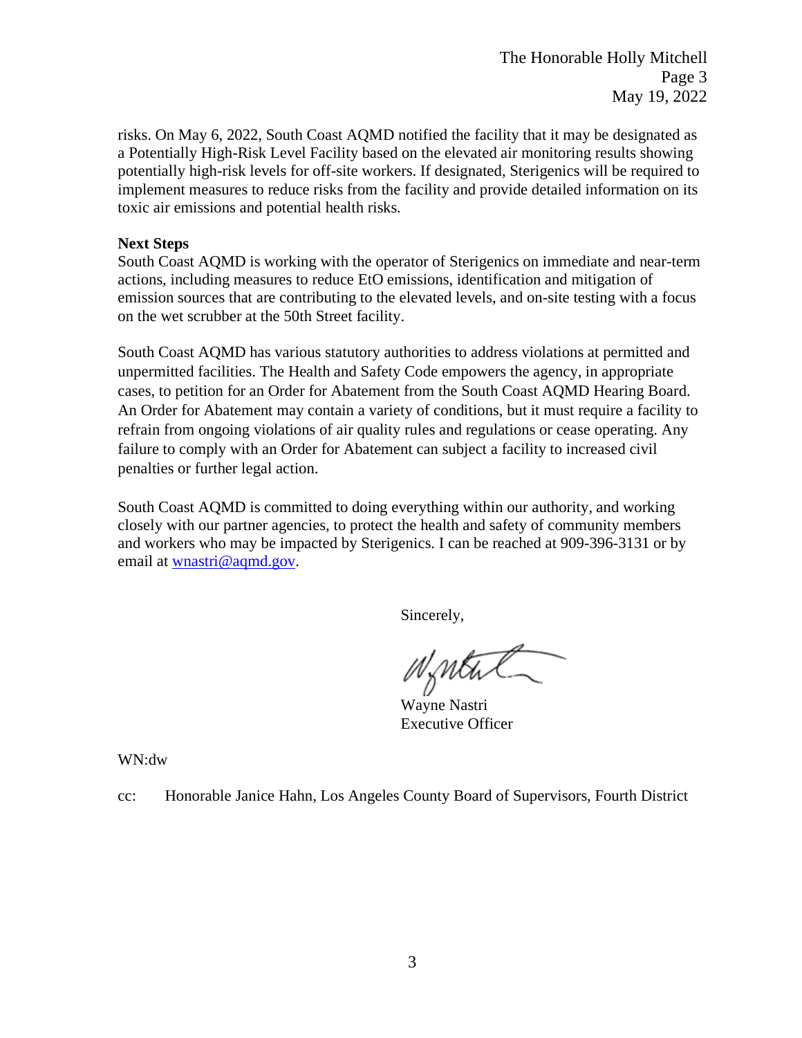risks. On May 6, 2022, South Coast AQMD notified the facility that it may be designated as a Potentially High-Risk Level Facility based on the elevated air monitoring results showing potentially high-risk levels for off-site workers. If designated, Sterigenics will be required to implement measures to reduce risks from the facility and provide detailed information on its toxic air emissions and potential health risks.

**Next Steps**

South Coast AQMD is working with the operator of Sterigenics on immediate and near-term actions, including measures to reduce EtO emissions, identification and mitigation of emission sources that are contributing to the elevated levels, and on-site testing with a focus on the wet scrubber at the 50th Street facility.

South Coast AQMD has various statutory authorities to address violations at permitted and unpermitted facilities. The Health and Safety Code empowers the agency, in appropriate cases, to petition for an Order for Abatement from the South Coast AQMD Hearing Board. An Order for Abatement may contain a variety of conditions, but it must require a facility to refrain from ongoing violations of air quality rules and regulations or cease operating. Any failure to comply with an Order for Abatement can subject a facility to increased civil penalties or further legal action.

South Coast AQMD is committed to doing everything within our authority, and working closely with our partner agencies, to protect the health and safety of community members and workers who may be impacted by Sterigenics. I can be reached at 909-396-3131 or by email at wnastri@aqmd.gov.

Sincerely,

Wayne Nastri
Executive Officer

WN:dw

cc: Honorable Janice Hahn, Los Angeles County Board of Supervisors, Fourth District